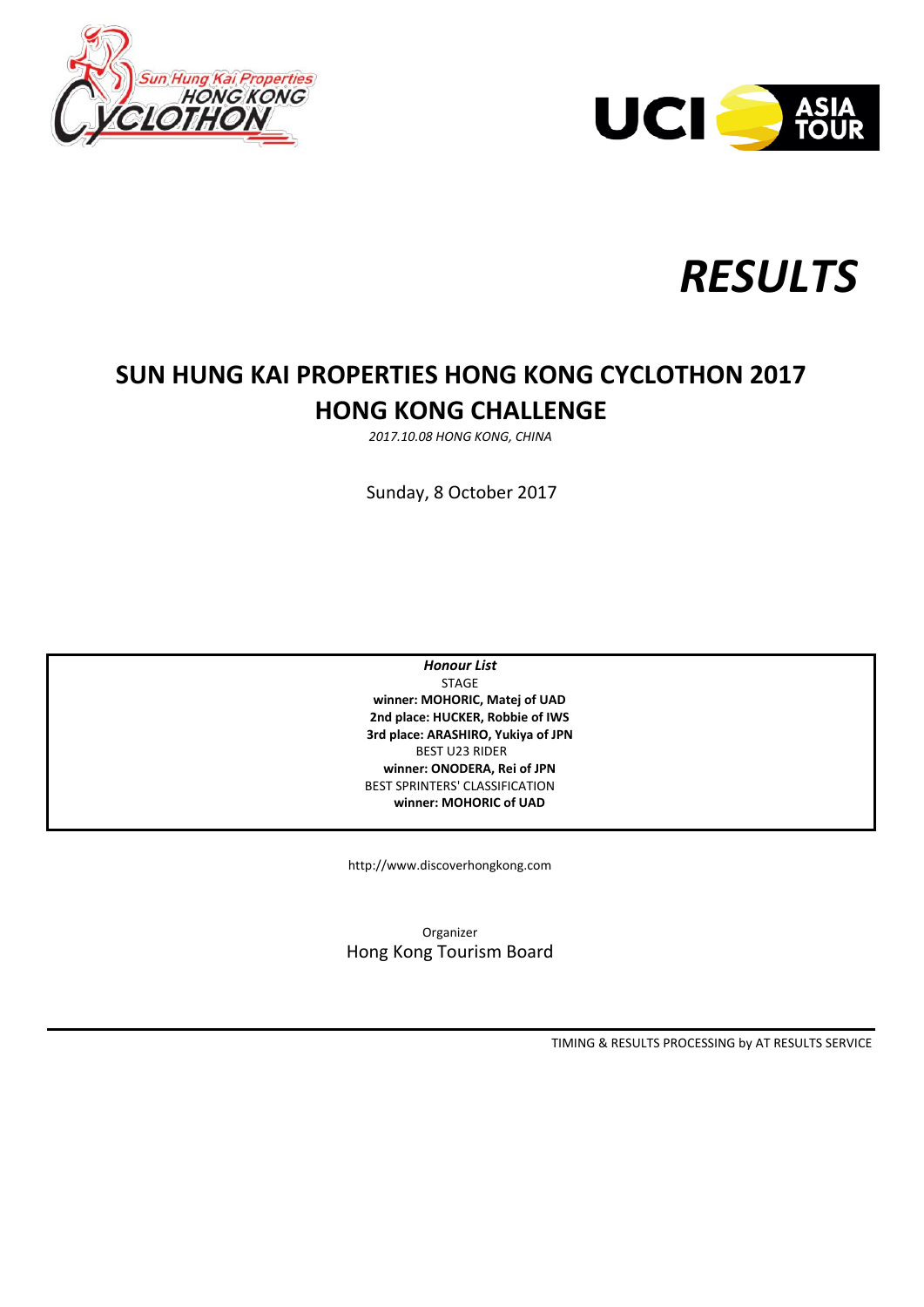# RESULTS

## SUN HUNG KAI PROPERTIES HONG KONG CYCLOTHON 2017
## HONG KONG CHALLENGE

*2017.10.08 HONG KONG, CHINA*

Sunday, 8 October 2017

***Honour List***

STAGE

**winner: MOHORIC, Matej of UAD**

**2nd place: HUCKER, Robbie of IWS**

**3rd place: ARASHIRO, Yukiya of JPN**

BEST U23 RIDER

**winner: ONODERA, Rei of JPN**

BEST SPRINTERS' CLASSIFICATION

**winner: MOHORIC of UAD**

http://www.discoverhongkong.com

Organizer

Hong Kong Tourism Board

TIMING & RESULTS PROCESSING by AT RESULTS SERVICE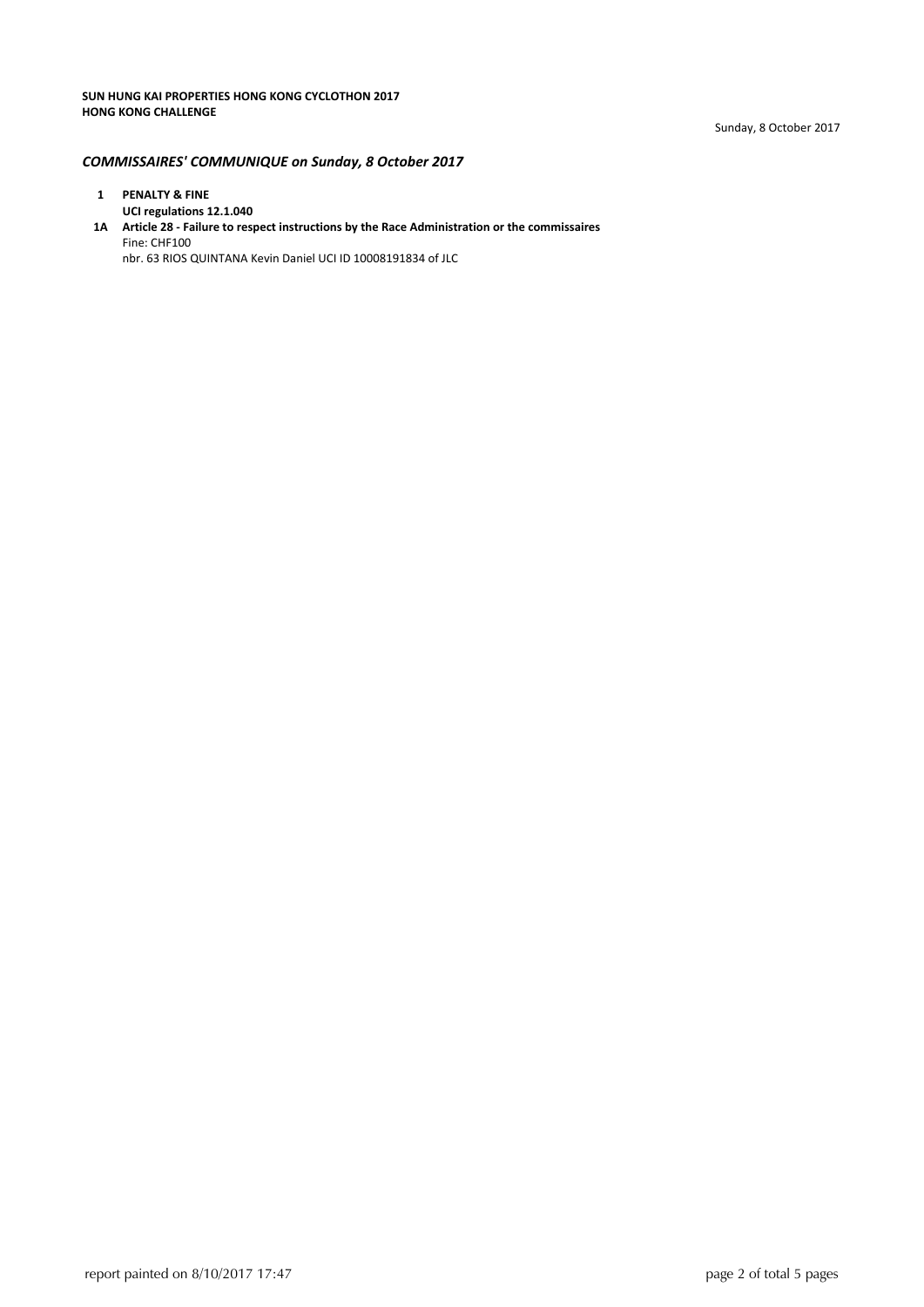**SUN HUNG KAI PROPERTIES HONG KONG CYCLOTHON 2017**
**HONG KONG CHALLENGE**

Sunday, 8 October 2017

## *COMMISSAIRES' COMMUNIQUE on Sunday, 8 October 2017*

**1 PENALTY & FINE**
**UCI regulations 12.1.040**

**1A Article 28 - Failure to respect instructions by the Race Administration or the commissaires**
Fine: CHF100
nbr. 63 RIOS QUINTANA Kevin Daniel UCI ID 10008191834 of JLC

report painted on 8/10/2017 17:47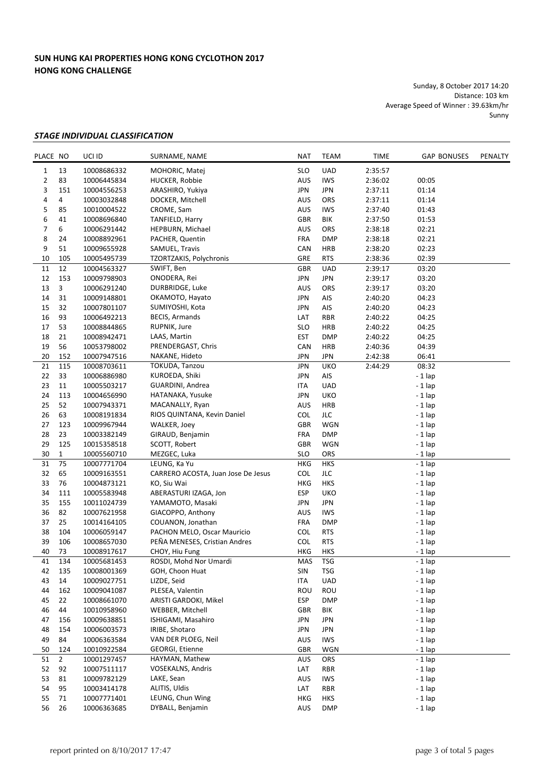**SUN HUNG KAI PROPERTIES HONG KONG CYCLOTHON 2017**
**HONG KONG CHALLENGE**

Sunday, 8 October 2017 14:20
Distance: 103 km
Average Speed of Winner : 39.63km/hr
Sunny

### *STAGE INDIVIDUAL CLASSIFICATION*

| PLACE | NO | UCI ID | SURNAME, NAME | NAT | TEAM | TIME | GAP | BONUSES | PENALTY |
|---|---|---|---|---|---|---|---|---|---|
| 1 | 13 | 10008686332 | MOHORIC, Matej | SLO | UAD | 2:35:57 | | | |
| 2 | 83 | 10006445834 | HUCKER, Robbie | AUS | IWS | 2:36:02 | 00:05 | | |
| 3 | 151 | 10004556253 | ARASHIRO, Yukiya | JPN | JPN | 2:37:11 | 01:14 | | |
| 4 | 4 | 10003032848 | DOCKER, Mitchell | AUS | ORS | 2:37:11 | 01:14 | | |
| 5 | 85 | 10010004522 | CROME, Sam | AUS | IWS | 2:37:40 | 01:43 | | |
| 6 | 41 | 10008696840 | TANFIELD, Harry | GBR | BIK | 2:37:50 | 01:53 | | |
| 7 | 6 | 10006291442 | HEPBURN, Michael | AUS | ORS | 2:38:18 | 02:21 | | |
| 8 | 24 | 10008892961 | PACHER, Quentin | FRA | DMP | 2:38:18 | 02:21 | | |
| 9 | 51 | 10009655928 | SAMUEL, Travis | CAN | HRB | 2:38:20 | 02:23 | | |
| 10 | 105 | 10005495739 | TZORTZAKIS, Polychronis | GRE | RTS | 2:38:36 | 02:39 | | |
| 11 | 12 | 10004563327 | SWIFT, Ben | GBR | UAD | 2:39:17 | 03:20 | | |
| 12 | 153 | 10009798903 | ONODERA, Rei | JPN | JPN | 2:39:17 | 03:20 | | |
| 13 | 3 | 10006291240 | DURBRIDGE, Luke | AUS | ORS | 2:39:17 | 03:20 | | |
| 14 | 31 | 10009148801 | OKAMOTO, Hayato | JPN | AIS | 2:40:20 | 04:23 | | |
| 15 | 32 | 10007801107 | SUMIYOSHI, Kota | JPN | AIS | 2:40:20 | 04:23 | | |
| 16 | 93 | 10006492213 | BECIS, Armands | LAT | RBR | 2:40:22 | 04:25 | | |
| 17 | 53 | 10008844865 | RUPNIK, Jure | SLO | HRB | 2:40:22 | 04:25 | | |
| 18 | 21 | 10008942471 | LAAS, Martin | EST | DMP | 2:40:22 | 04:25 | | |
| 19 | 56 | 10053798002 | PRENDERGAST, Chris | CAN | HRB | 2:40:36 | 04:39 | | |
| 20 | 152 | 10007947516 | NAKANE, Hideto | JPN | JPN | 2:42:38 | 06:41 | | |
| 21 | 115 | 10008703611 | TOKUDA, Tanzou | JPN | UKO | 2:44:29 | 08:32 | | |
| 22 | 33 | 10006886980 | KUROEDA, Shiki | JPN | AIS | | - 1 lap | | |
| 23 | 11 | 10005503217 | GUARDINI, Andrea | ITA | UAD | | - 1 lap | | |
| 24 | 113 | 10004656990 | HATANAKA, Yusuke | JPN | UKO | | - 1 lap | | |
| 25 | 52 | 10007943371 | MACANALLY, Ryan | AUS | HRB | | - 1 lap | | |
| 26 | 63 | 10008191834 | RIOS QUINTANA, Kevin Daniel | COL | JLC | | - 1 lap | | |
| 27 | 123 | 10009967944 | WALKER, Joey | GBR | WGN | | - 1 lap | | |
| 28 | 23 | 10003382149 | GIRAUD, Benjamin | FRA | DMP | | - 1 lap | | |
| 29 | 125 | 10015358518 | SCOTT, Robert | GBR | WGN | | - 1 lap | | |
| 30 | 1 | 10005560710 | MEZGEC, Luka | SLO | ORS | | - 1 lap | | |
| 31 | 75 | 10007771704 | LEUNG, Ka Yu | HKG | HKS | | - 1 lap | | |
| 32 | 65 | 10009163551 | CARRERO ACOSTA, Juan Jose De Jesus | COL | JLC | | - 1 lap | | |
| 33 | 76 | 10004873121 | KO, Siu Wai | HKG | HKS | | - 1 lap | | |
| 34 | 111 | 10005583948 | ABERASTURI IZAGA, Jon | ESP | UKO | | - 1 lap | | |
| 35 | 155 | 10011024739 | YAMAMOTO, Masaki | JPN | JPN | | - 1 lap | | |
| 36 | 82 | 10007621958 | GIACOPPO, Anthony | AUS | IWS | | - 1 lap | | |
| 37 | 25 | 10014164105 | COUANON, Jonathan | FRA | DMP | | - 1 lap | | |
| 38 | 104 | 10006059147 | PACHON MELO, Oscar Mauricio | COL | RTS | | - 1 lap | | |
| 39 | 106 | 10008657030 | PEÑA MENESES, Cristian Andres | COL | RTS | | - 1 lap | | |
| 40 | 73 | 10008917617 | CHOY, Hiu Fung | HKG | HKS | | - 1 lap | | |
| 41 | 134 | 10005681453 | ROSDI, Mohd Nor Umardi | MAS | TSG | | - 1 lap | | |
| 42 | 135 | 10008001369 | GOH, Choon Huat | SIN | TSG | | - 1 lap | | |
| 43 | 14 | 10009027751 | LIZDE, Seid | ITA | UAD | | - 1 lap | | |
| 44 | 162 | 10009041087 | PLESEA, Valentin | ROU | ROU | | - 1 lap | | |
| 45 | 22 | 10008661070 | ARISTI GARDOKI, Mikel | ESP | DMP | | - 1 lap | | |
| 46 | 44 | 10010958960 | WEBBER, Mitchell | GBR | BIK | | - 1 lap | | |
| 47 | 156 | 10009638851 | ISHIGAMI, Masahiro | JPN | JPN | | - 1 lap | | |
| 48 | 154 | 10006003573 | IRIBE, Shotaro | JPN | JPN | | - 1 lap | | |
| 49 | 84 | 10006363584 | VAN DER PLOEG, Neil | AUS | IWS | | - 1 lap | | |
| 50 | 124 | 10010922584 | GEORGI, Etienne | GBR | WGN | | - 1 lap | | |
| 51 | 2 | 10001297457 | HAYMAN, Mathew | AUS | ORS | | - 1 lap | | |
| 52 | 92 | 10007511117 | VOSEKALNS, Andris | LAT | RBR | | - 1 lap | | |
| 53 | 81 | 10009782129 | LAKE, Sean | AUS | IWS | | - 1 lap | | |
| 54 | 95 | 10003414178 | ALITIS, Uldis | LAT | RBR | | - 1 lap | | |
| 55 | 71 | 10007771401 | LEUNG, Chun Wing | HKG | HKS | | - 1 lap | | |
| 56 | 26 | 10006363685 | DYBALL, Benjamin | AUS | DMP | | - 1 lap | | |

report printed on 8/10/2017 17:47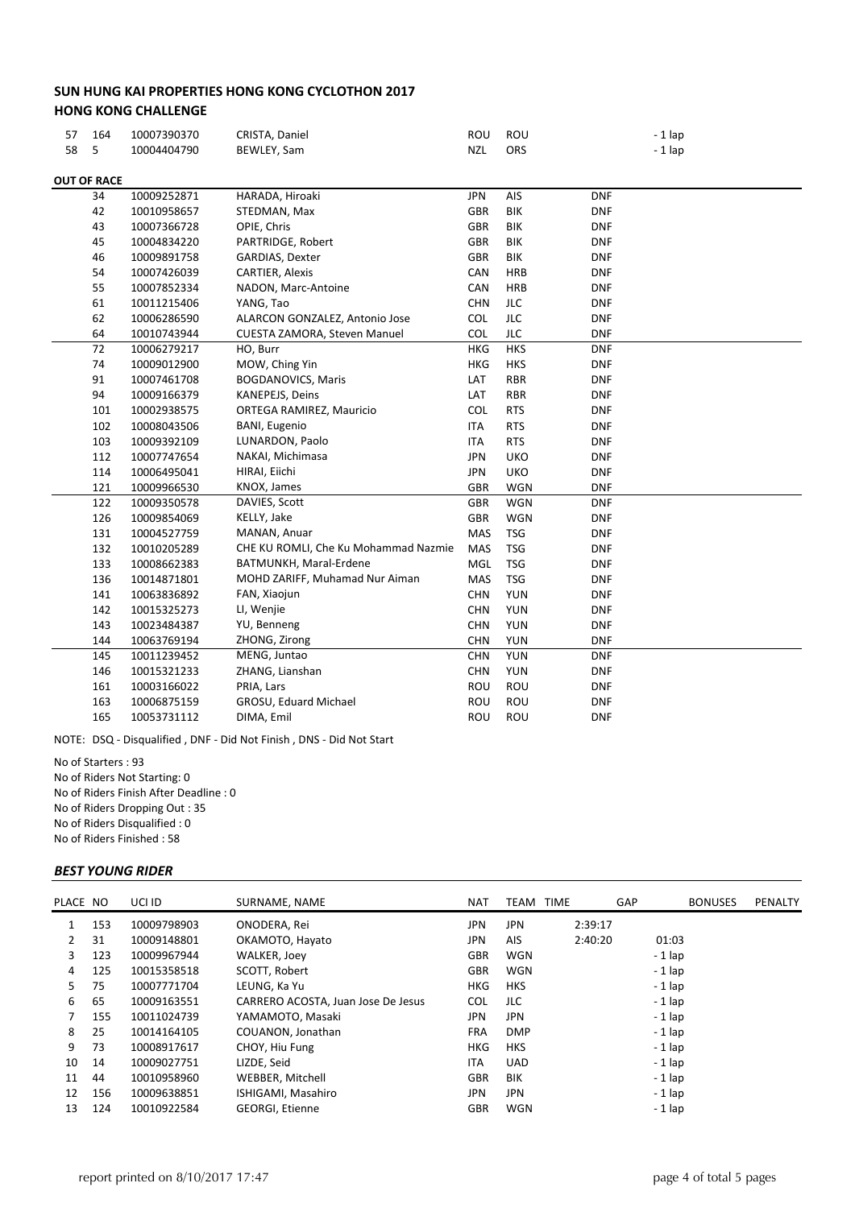## SUN HUNG KAI PROPERTIES HONG KONG CYCLOTHON 2017

### HONG KONG CHALLENGE

| | | | | | | | |
|---|---|---|---|---|---|---|---|
| 57 | 164 | 10007390370 | CRISTA, Daniel | ROU | ROU | | - 1 lap |
| 58 | 5 | 10004404790 | BEWLEY, Sam | NZL | ORS | | - 1 lap |

**OUT OF RACE**

| NO | UCI ID | SURNAME, NAME | NAT | TEAM | STATUS |
|---|---|---|---|---|---|
| 34 | 10009252871 | HARADA, Hiroaki | JPN | AIS | DNF |
| 42 | 10010958657 | STEDMAN, Max | GBR | BIK | DNF |
| 43 | 10007366728 | OPIE, Chris | GBR | BIK | DNF |
| 45 | 10004834220 | PARTRIDGE, Robert | GBR | BIK | DNF |
| 46 | 10009891758 | GARDIAS, Dexter | GBR | BIK | DNF |
| 54 | 10007426039 | CARTIER, Alexis | CAN | HRB | DNF |
| 55 | 10007852334 | NADON, Marc-Antoine | CAN | HRB | DNF |
| 61 | 10011215406 | YANG, Tao | CHN | JLC | DNF |
| 62 | 10006286590 | ALARCON GONZALEZ, Antonio Jose | COL | JLC | DNF |
| 64 | 10010743944 | CUESTA ZAMORA, Steven Manuel | COL | JLC | DNF |
| 72 | 10006279217 | HO, Burr | HKG | HKS | DNF |
| 74 | 10009012900 | MOW, Ching Yin | HKG | HKS | DNF |
| 91 | 10007461708 | BOGDANOVICS, Maris | LAT | RBR | DNF |
| 94 | 10009166379 | KANEPEJS, Deins | LAT | RBR | DNF |
| 101 | 10002938575 | ORTEGA RAMIREZ, Mauricio | COL | RTS | DNF |
| 102 | 10008043506 | BANI, Eugenio | ITA | RTS | DNF |
| 103 | 10009392109 | LUNARDON, Paolo | ITA | RTS | DNF |
| 112 | 10007747654 | NAKAI, Michimasa | JPN | UKO | DNF |
| 114 | 10006495041 | HIRAI, Eiichi | JPN | UKO | DNF |
| 121 | 10009966530 | KNOX, James | GBR | WGN | DNF |
| 122 | 10009350578 | DAVIES, Scott | GBR | WGN | DNF |
| 126 | 10009854069 | KELLY, Jake | GBR | WGN | DNF |
| 131 | 10004527759 | MANAN, Anuar | MAS | TSG | DNF |
| 132 | 10010205289 | CHE KU ROMLI, Che Ku Mohammad Nazmie | MAS | TSG | DNF |
| 133 | 10008662383 | BATMUNKH, Maral-Erdene | MGL | TSG | DNF |
| 136 | 10014871801 | MOHD ZARIFF, Muhamad Nur Aiman | MAS | TSG | DNF |
| 141 | 10063836892 | FAN, Xiaojun | CHN | YUN | DNF |
| 142 | 10015325273 | LI, Wenjie | CHN | YUN | DNF |
| 143 | 10023484387 | YU, Benneng | CHN | YUN | DNF |
| 144 | 10063769194 | ZHONG, Zirong | CHN | YUN | DNF |
| 145 | 10011239452 | MENG, Juntao | CHN | YUN | DNF |
| 146 | 10015321233 | ZHANG, Lianshan | CHN | YUN | DNF |
| 161 | 10003166022 | PRIA, Lars | ROU | ROU | DNF |
| 163 | 10006875159 | GROSU, Eduard Michael | ROU | ROU | DNF |
| 165 | 10053731112 | DIMA, Emil | ROU | ROU | DNF |

NOTE: DSQ - Disqualified , DNF - Did Not Finish , DNS - Did Not Start

No of Starters : 93
No of Riders Not Starting: 0
No of Riders Finish After Deadline : 0
No of Riders Dropping Out : 35
No of Riders Disqualified : 0
No of Riders Finished : 58

### *BEST YOUNG RIDER*

| PLACE | NO | UCI ID | SURNAME, NAME | NAT | TEAM | TIME | GAP | BONUSES | PENALTY |
|---|---|---|---|---|---|---|---|---|---|
| 1 | 153 | 10009798903 | ONODERA, Rei | JPN | JPN | 2:39:17 | | | |
| 2 | 31 | 10009148801 | OKAMOTO, Hayato | JPN | AIS | 2:40:20 | 01:03 | | |
| 3 | 123 | 10009967944 | WALKER, Joey | GBR | WGN | | - 1 lap | | |
| 4 | 125 | 10015358518 | SCOTT, Robert | GBR | WGN | | - 1 lap | | |
| 5 | 75 | 10007771704 | LEUNG, Ka Yu | HKG | HKS | | - 1 lap | | |
| 6 | 65 | 10009163551 | CARRERO ACOSTA, Juan Jose De Jesus | COL | JLC | | - 1 lap | | |
| 7 | 155 | 10011024739 | YAMAMOTO, Masaki | JPN | JPN | | - 1 lap | | |
| 8 | 25 | 10014164105 | COUANON, Jonathan | FRA | DMP | | - 1 lap | | |
| 9 | 73 | 10008917617 | CHOY, Hiu Fung | HKG | HKS | | - 1 lap | | |
| 10 | 14 | 10009027751 | LIZDE, Seid | ITA | UAD | | - 1 lap | | |
| 11 | 44 | 10010958960 | WEBBER, Mitchell | GBR | BIK | | - 1 lap | | |
| 12 | 156 | 10009638851 | ISHIGAMI, Masahiro | JPN | JPN | | - 1 lap | | |
| 13 | 124 | 10010922584 | GEORGI, Etienne | GBR | WGN | | - 1 lap | | |

report printed on 8/10/2017 17:47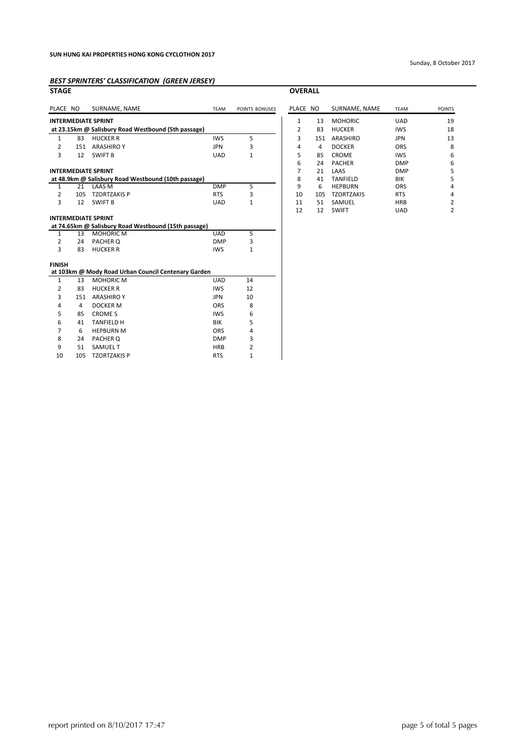**SUN HUNG KAI PROPERTIES HONG KONG CYCLOTHON 2017**

Sunday, 8 October 2017

## *BEST SPRINTERS' CLASSIFICATION (GREEN JERSEY)*

### STAGE

| PLACE | NO | SURNAME, NAME | TEAM | POINTS BONUSES |
|---|---|---|---|---|
| **INTERMEDIATE SPRINT** | | | | |
| **at 23.15km @ Salisbury Road Westbound (5th passage)** | | | | |
| 1 | 83 | HUCKER R | IWS | 5 |
| 2 | 151 | ARASHIRO Y | JPN | 3 |
| 3 | 12 | SWIFT B | UAD | 1 |
| **INTERMEDIATE SPRINT** | | | | |
| **at 48.9km @ Salisbury Road Westbound (10th passage)** | | | | |
| 1 | 21 | LAAS M | DMP | 5 |
| 2 | 105 | TZORTZAKIS P | RTS | 3 |
| 3 | 12 | SWIFT B | UAD | 1 |
| **INTERMEDIATE SPRINT** | | | | |
| **at 74.65km @ Salisbury Road Westbound (15th passage)** | | | | |
| 1 | 13 | MOHORIC M | UAD | 5 |
| 2 | 24 | PACHER Q | DMP | 3 |
| 3 | 83 | HUCKER R | IWS | 1 |
| **FINISH** | | | | |
| **at 103km @ Mody Road Urban Council Centenary Garden** | | | | |
| 1 | 13 | MOHORIC M | UAD | 14 |
| 2 | 83 | HUCKER R | IWS | 12 |
| 3 | 151 | ARASHIRO Y | JPN | 10 |
| 4 | 4 | DOCKER M | ORS | 8 |
| 5 | 85 | CROME S | IWS | 6 |
| 6 | 41 | TANFIELD H | BIK | 5 |
| 7 | 6 | HEPBURN M | ORS | 4 |
| 8 | 24 | PACHER Q | DMP | 3 |
| 9 | 51 | SAMUEL T | HRB | 2 |
| 10 | 105 | TZORTZAKIS P | RTS | 1 |

### OVERALL

| PLACE | NO | SURNAME, NAME | TEAM | POINTS |
|---|---|---|---|---|
| 1 | 13 | MOHORIC | UAD | 19 |
| 2 | 83 | HUCKER | IWS | 18 |
| 3 | 151 | ARASHIRO | JPN | 13 |
| 4 | 4 | DOCKER | ORS | 8 |
| 5 | 85 | CROME | IWS | 6 |
| 6 | 24 | PACHER | DMP | 6 |
| 7 | 21 | LAAS | DMP | 5 |
| 8 | 41 | TANFIELD | BIK | 5 |
| 9 | 6 | HEPBURN | ORS | 4 |
| 10 | 105 | TZORTZAKIS | RTS | 4 |
| 11 | 51 | SAMUEL | HRB | 2 |
| 12 | 12 | SWIFT | UAD | 2 |

report printed on 8/10/2017 17:47